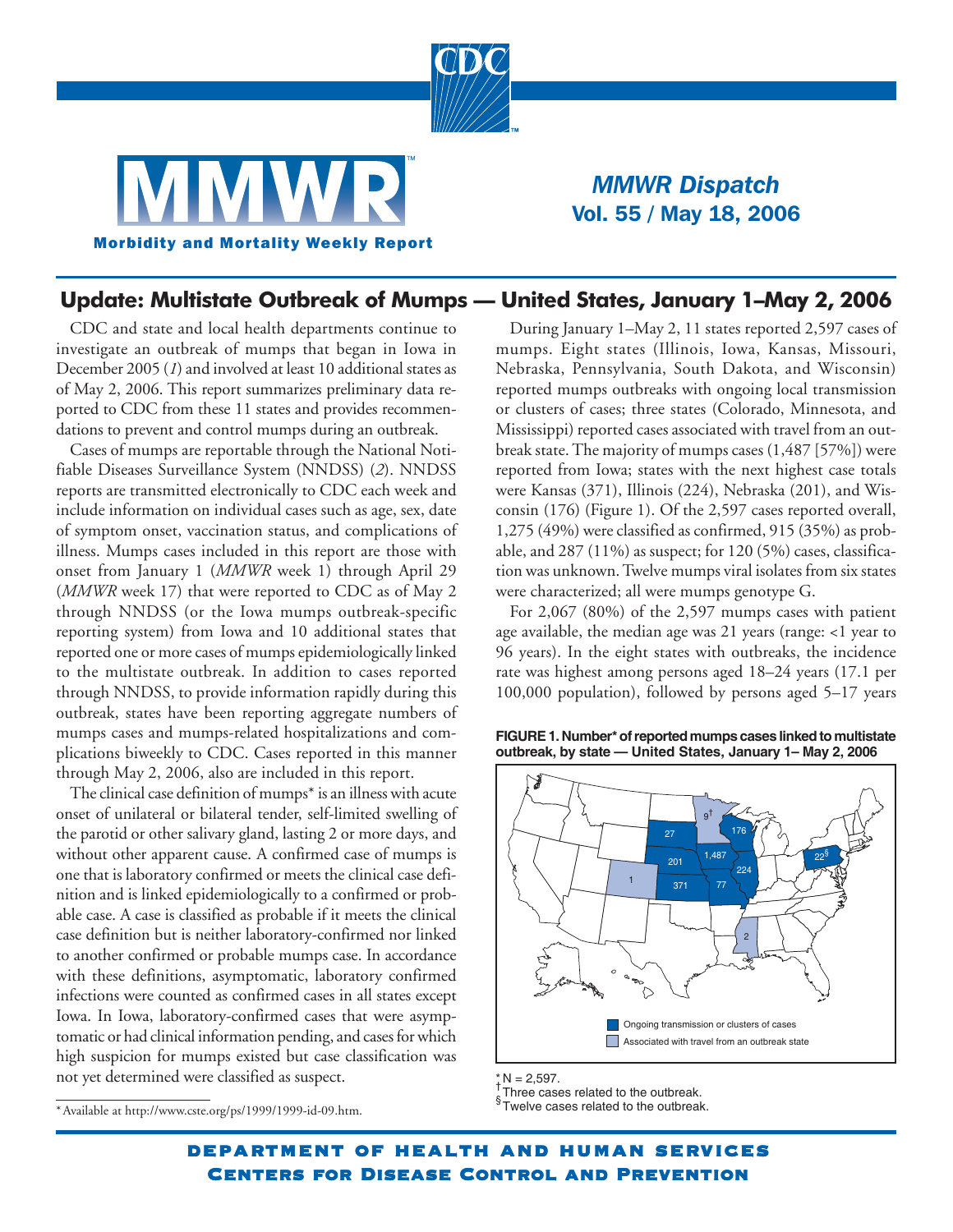# MMWR Dispatch

**Vol. 55 / May 18, 2006**

## Update: Multistate Outbreak of Mumps — United States, January 1–May 2, 2006

CDC and state and local health departments continue to investigate an outbreak of mumps that began in Iowa in December 2005 (*1*) and involved at least 10 additional states as of May 2, 2006. This report summarizes preliminary data reported to CDC from these 11 states and provides recommendations to prevent and control mumps during an outbreak.

Cases of mumps are reportable through the National Notifiable Diseases Surveillance System (NNDSS) (*2*). NNDSS reports are transmitted electronically to CDC each week and include information on individual cases such as age, sex, date of symptom onset, vaccination status, and complications of illness. Mumps cases included in this report are those with onset from January 1 (*MMWR* week 1) through April 29 (*MMWR* week 17) that were reported to CDC as of May 2 through NNDSS (or the Iowa mumps outbreak-specific reporting system) from Iowa and 10 additional states that reported one or more cases of mumps epidemiologically linked to the multistate outbreak. In addition to cases reported through NNDSS, to provide information rapidly during this outbreak, states have been reporting aggregate numbers of mumps cases and mumps-related hospitalizations and complications biweekly to CDC. Cases reported in this manner through May 2, 2006, also are included in this report.

The clinical case definition of mumps* is an illness with acute onset of unilateral or bilateral tender, self-limited swelling of the parotid or other salivary gland, lasting 2 or more days, and without other apparent cause. A confirmed case of mumps is one that is laboratory confirmed or meets the clinical case definition and is linked epidemiologically to a confirmed or probable case. A case is classified as probable if it meets the clinical case definition but is neither laboratory-confirmed nor linked to another confirmed or probable mumps case. In accordance with these definitions, asymptomatic, laboratory confirmed infections were counted as confirmed cases in all states except Iowa. In Iowa, laboratory-confirmed cases that were asymptomatic or had clinical information pending, and cases for which high suspicion for mumps existed but case classification was not yet determined were classified as suspect.

\* Available at http://www.cste.org/ps/1999/1999-id-09.htm.

During January 1–May 2, 11 states reported 2,597 cases of mumps. Eight states (Illinois, Iowa, Kansas, Missouri, Nebraska, Pennsylvania, South Dakota, and Wisconsin) reported mumps outbreaks with ongoing local transmission or clusters of cases; three states (Colorado, Minnesota, and Mississippi) reported cases associated with travel from an outbreak state. The majority of mumps cases (1,487 [57%]) were reported from Iowa; states with the next highest case totals were Kansas (371), Illinois (224), Nebraska (201), and Wisconsin (176) (Figure 1). Of the 2,597 cases reported overall, 1,275 (49%) were classified as confirmed, 915 (35%) as probable, and 287 (11%) as suspect; for 120 (5%) cases, classification was unknown. Twelve mumps viral isolates from six states were characterized; all were mumps genotype G.

For 2,067 (80%) of the 2,597 mumps cases with patient age available, the median age was 21 years (range: <1 year to 96 years). In the eight states with outbreaks, the incidence rate was highest among persons aged 18–24 years (17.1 per 100,000 population), followed by persons aged 5–17 years

**FIGURE 1. Number* of reported mumps cases linked to multistate outbreak, by state — United States, January 1– May 2, 2006**

| State | Cases | Category |
|---|---|---|
| Iowa | 1,487 | Ongoing transmission or clusters of cases |
| Kansas | 371 | Ongoing transmission or clusters of cases |
| Illinois | 224 | Ongoing transmission or clusters of cases |
| Nebraska | 201 | Ongoing transmission or clusters of cases |
| Wisconsin | 176 | Ongoing transmission or clusters of cases |
| Missouri | 77 | Ongoing transmission or clusters of cases |
| South Dakota | 27 | Ongoing transmission or clusters of cases |
| Pennsylvania | 22[§] | Ongoing transmission or clusters of cases |
| Minnesota | 9[†] | Associated with travel from an outbreak state |
| Mississippi | 2 | Associated with travel from an outbreak state |
| Colorado | 1 | Associated with travel from an outbreak state |

\* N = 2,597.
† Three cases related to the outbreak.
§ Twelve cases related to the outbreak.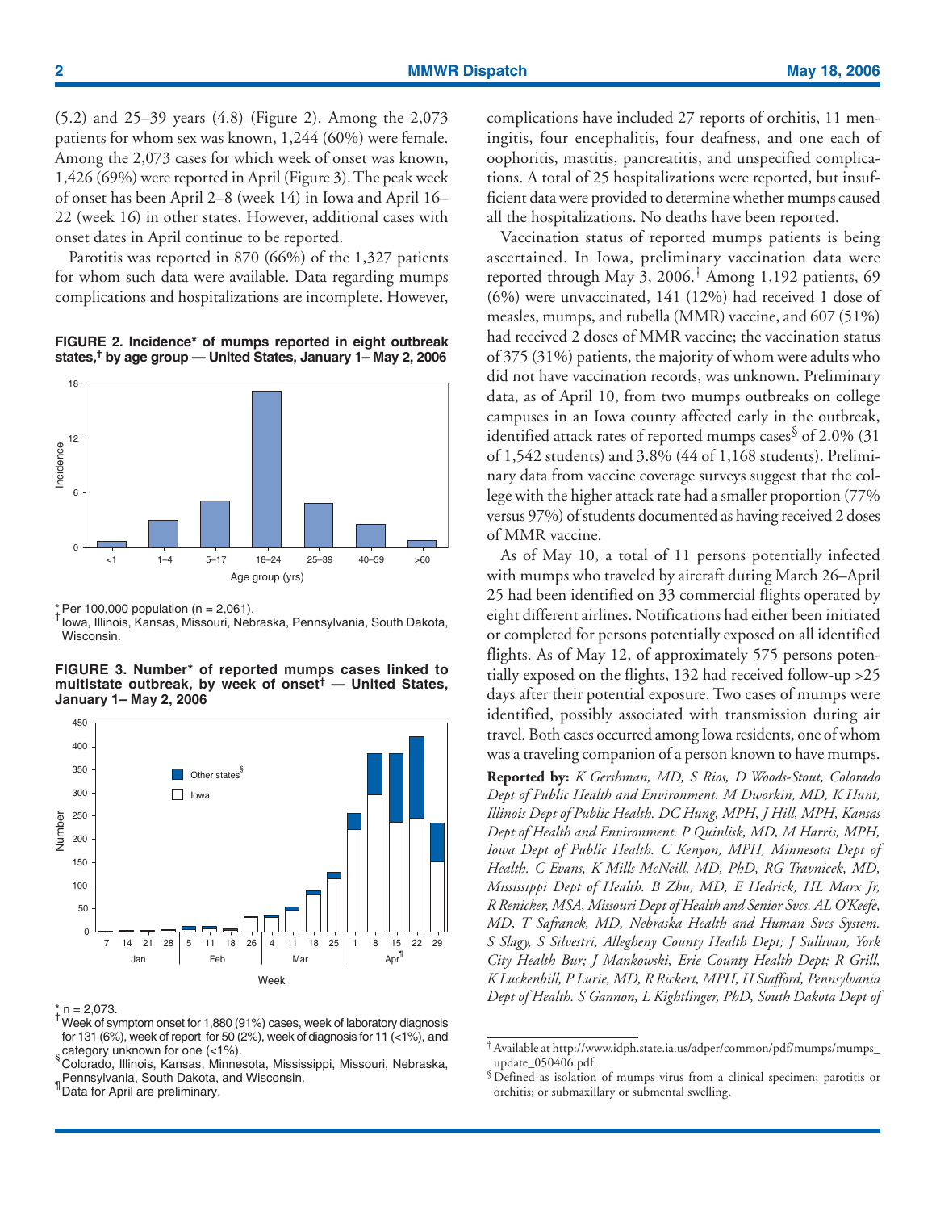(5.2) and 25–39 years (4.8) (Figure 2). Among the 2,073 patients for whom sex was known, 1,244 (60%) were female. Among the 2,073 cases for which week of onset was known, 1,426 (69%) were reported in April (Figure 3). The peak week of onset has been April 2–8 (week 14) in Iowa and April 16–22 (week 16) in other states. However, additional cases with onset dates in April continue to be reported.

Parotitis was reported in 870 (66%) of the 1,327 patients for whom such data were available. Data regarding mumps complications and hospitalizations are incomplete. However, complications have included 27 reports of orchitis, 11 meningitis, four encephalitis, four deafness, and one each of oophoritis, mastitis, pancreatitis, and unspecified complications. A total of 25 hospitalizations were reported, but insufficient data were provided to determine whether mumps caused all the hospitalizations. No deaths have been reported.

**FIGURE 2. Incidence* of mumps reported in eight outbreak states,† by age group — United States, January 1– May 2, 2006**

\* Per 100,000 population (n = 2,061).
† Iowa, Illinois, Kansas, Missouri, Nebraska, Pennsylvania, South Dakota, Wisconsin.

**FIGURE 3. Number* of reported mumps cases linked to multistate outbreak, by week of onset† — United States, January 1– May 2, 2006**

\* n = 2,073.
† Week of symptom onset for 1,880 (91%) cases, week of laboratory diagnosis for 131 (6%), week of report for 50 (2%), week of diagnosis for 11 (<1%), and category unknown for one (<1%).
§ Colorado, Illinois, Kansas, Minnesota, Mississippi, Missouri, Nebraska, Pennsylvania, South Dakota, and Wisconsin.
¶ Data for April are preliminary.

Vaccination status of reported mumps patients is being ascertained. In Iowa, preliminary vaccination data were reported through May 3, 2006.† Among 1,192 patients, 69 (6%) were unvaccinated, 141 (12%) had received 1 dose of measles, mumps, and rubella (MMR) vaccine, and 607 (51%) had received 2 doses of MMR vaccine; the vaccination status of 375 (31%) patients, the majority of whom were adults who did not have vaccination records, was unknown. Preliminary data, as of April 10, from two mumps outbreaks on college campuses in an Iowa county affected early in the outbreak, identified attack rates of reported mumps cases§ of 2.0% (31 of 1,542 students) and 3.8% (44 of 1,168 students). Preliminary data from vaccine coverage surveys suggest that the college with the higher attack rate had a smaller proportion (77% versus 97%) of students documented as having received 2 doses of MMR vaccine.

As of May 10, a total of 11 persons potentially infected with mumps who traveled by aircraft during March 26–April 25 had been identified on 33 commercial flights operated by eight different airlines. Notifications had either been initiated or completed for persons potentially exposed on all identified flights. As of May 12, of approximately 575 persons potentially exposed on the flights, 132 had received follow-up >25 days after their potential exposure. Two cases of mumps were identified, possibly associated with transmission during air travel. Both cases occurred among Iowa residents, one of whom was a traveling companion of a person known to have mumps.

**Reported by:** *K Gershman, MD, S Rios, D Woods-Stout, Colorado Dept of Public Health and Environment. M Dworkin, MD, K Hunt, Illinois Dept of Public Health. DC Hung, MPH, J Hill, MPH, Kansas Dept of Health and Environment. P Quinlisk, MD, M Harris, MPH, Iowa Dept of Public Health. C Kenyon, MPH, Minnesota Dept of Health. C Evans, K Mills McNeill, MD, PhD, RG Travnicek, MD, Mississippi Dept of Health. B Zhu, MD, E Hedrick, HL Marx Jr, R Renicker, MSA, Missouri Dept of Health and Senior Svcs. AL O'Keefe, MD, T Safranek, MD, Nebraska Health and Human Svcs System. S Slagy, S Silvestri, Allegheny County Health Dept; J Sullivan, York City Health Bur; J Mankowski, Erie County Health Dept; R Grill, K Luckenbill, P Lurie, MD, R Rickert, MPH, H Stafford, Pennsylvania Dept of Health. S Gannon, L Kightlinger, PhD, South Dakota Dept of*

† Available at http://www.idph.state.ia.us/adper/common/pdf/mumps/mumps_update_050406.pdf.
§ Defined as isolation of mumps virus from a clinical specimen; parotitis or orchitis; or submaxillary or submental swelling.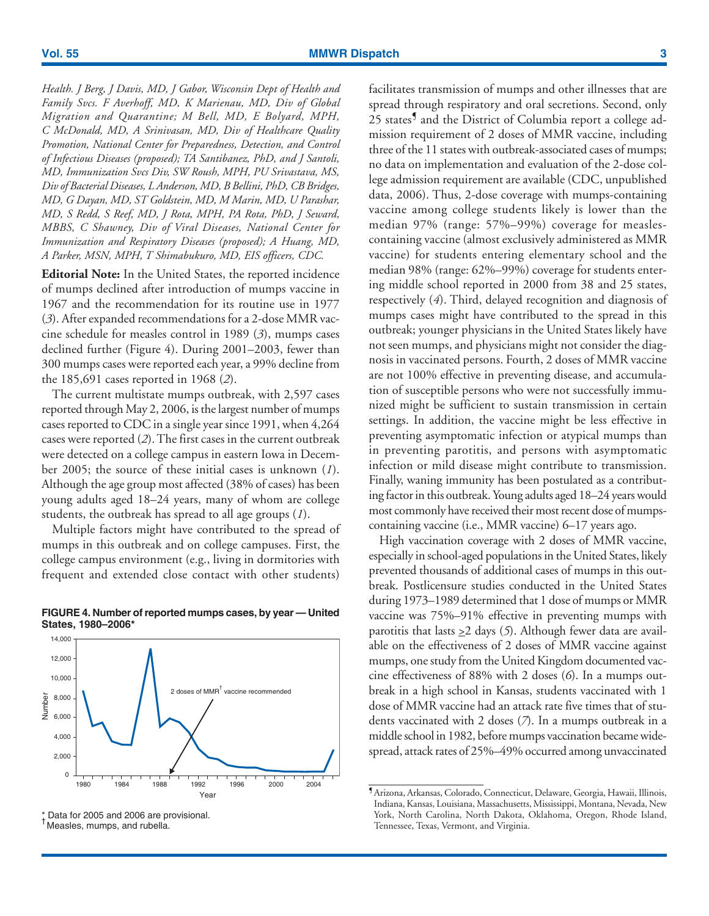*Health. J Berg, J Davis, MD, J Gabor, Wisconsin Dept of Health and Family Svcs. F Averhoff, MD, K Marienau, MD, Div of Global Migration and Quarantine; M Bell, MD, E Bolyard, MPH, C McDonald, MD, A Srinivasan, MD, Div of Healthcare Quality Promotion, National Center for Preparedness, Detection, and Control of Infectious Diseases (proposed); TA Santibanez, PhD, and J Santoli, MD, Immunization Svcs Div, SW Roush, MPH, PU Srivastava, MS, Div of Bacterial Diseases, L Anderson, MD, B Bellini, PhD, CB Bridges, MD, G Dayan, MD, ST Goldstein, MD, M Marin, MD, U Parashar, MD, S Redd, S Reef, MD, J Rota, MPH, PA Rota, PhD, J Seward, MBBS, C Shawney, Div of Viral Diseases, National Center for Immunization and Respiratory Diseases (proposed); A Huang, MD, A Parker, MSN, MPH, T Shimabukuro, MD, EIS officers, CDC.*

**Editorial Note:** In the United States, the reported incidence of mumps declined after introduction of mumps vaccine in 1967 and the recommendation for its routine use in 1977 (*3*). After expanded recommendations for a 2-dose MMR vaccine schedule for measles control in 1989 (*3*), mumps cases declined further (Figure 4). During 2001–2003, fewer than 300 mumps cases were reported each year, a 99% decline from the 185,691 cases reported in 1968 (*2*).

The current multistate mumps outbreak, with 2,597 cases reported through May 2, 2006, is the largest number of mumps cases reported to CDC in a single year since 1991, when 4,264 cases were reported (*2*). The first cases in the current outbreak were detected on a college campus in eastern Iowa in December 2005; the source of these initial cases is unknown (*1*). Although the age group most affected (38% of cases) has been young adults aged 18–24 years, many of whom are college students, the outbreak has spread to all age groups (*1*).

Multiple factors might have contributed to the spread of mumps in this outbreak and on college campuses. First, the college campus environment (e.g., living in dormitories with frequent and extended close contact with other students) facilitates transmission of mumps and other illnesses that are spread through respiratory and oral secretions. Second, only 25 states[¶] and the District of Columbia report a college admission requirement of 2 doses of MMR vaccine, including three of the 11 states with outbreak-associated cases of mumps; no data on implementation and evaluation of the 2-dose college admission requirement are available (CDC, unpublished data, 2006). Thus, 2-dose coverage with mumps-containing vaccine among college students likely is lower than the median 97% (range: 57%–99%) coverage for measles-containing vaccine (almost exclusively administered as MMR vaccine) for students entering elementary school and the median 98% (range: 62%–99%) coverage for students entering middle school reported in 2000 from 38 and 25 states, respectively (*4*). Third, delayed recognition and diagnosis of mumps cases might have contributed to the spread in this outbreak; younger physicians in the United States likely have not seen mumps, and physicians might not consider the diagnosis in vaccinated persons. Fourth, 2 doses of MMR vaccine are not 100% effective in preventing disease, and accumulation of susceptible persons who were not successfully immunized might be sufficient to sustain transmission in certain settings. In addition, the vaccine might be less effective in preventing asymptomatic infection or atypical mumps than in preventing parotitis, and persons with asymptomatic infection or mild disease might contribute to transmission. Finally, waning immunity has been postulated as a contributing factor in this outbreak. Young adults aged 18–24 years would most commonly have received their most recent dose of mumps-containing vaccine (i.e., MMR vaccine) 6–17 years ago.

High vaccination coverage with 2 doses of MMR vaccine, especially in school-aged populations in the United States, likely prevented thousands of additional cases of mumps in this outbreak. Postlicensure studies conducted in the United States during 1973–1989 determined that 1 dose of mumps or MMR vaccine was 75%–91% effective in preventing mumps with parotitis that lasts $\geq$2 days (*5*). Although fewer data are available on the effectiveness of 2 doses of MMR vaccine against mumps, one study from the United Kingdom documented vaccine effectiveness of 88% with 2 doses (*6*). In a mumps outbreak in a high school in Kansas, students vaccinated with 1 dose of MMR vaccine had an attack rate five times that of students vaccinated with 2 doses (*7*). In a mumps outbreak in a middle school in 1982, before mumps vaccination became widespread, attack rates of 25%–49% occurred among unvaccinated

**FIGURE 4. Number of reported mumps cases, by year — United States, 1980–2006***

\* Data for 2005 and 2006 are provisional.
† Measles, mumps, and rubella.

¶ Arizona, Arkansas, Colorado, Connecticut, Delaware, Georgia, Hawaii, Illinois, Indiana, Kansas, Louisiana, Massachusetts, Mississippi, Montana, Nevada, New York, North Carolina, North Dakota, Oklahoma, Oregon, Rhode Island, Tennessee, Texas, Vermont, and Virginia.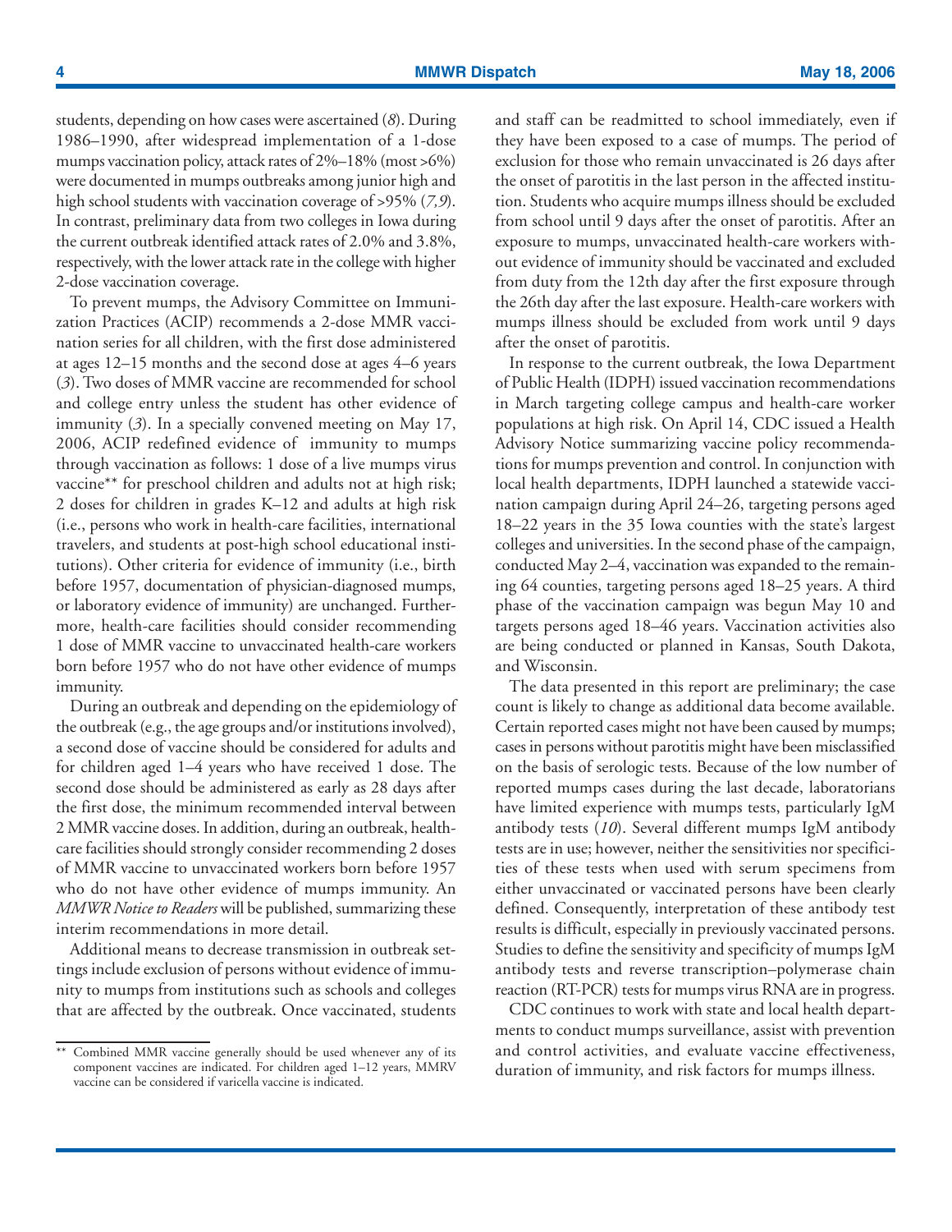students, depending on how cases were ascertained (*8*). During 1986–1990, after widespread implementation of a 1-dose mumps vaccination policy, attack rates of 2%–18% (most >6%) were documented in mumps outbreaks among junior high and high school students with vaccination coverage of >95% (*7,9*). In contrast, preliminary data from two colleges in Iowa during the current outbreak identified attack rates of 2.0% and 3.8%, respectively, with the lower attack rate in the college with higher 2-dose vaccination coverage.

To prevent mumps, the Advisory Committee on Immunization Practices (ACIP) recommends a 2-dose MMR vaccination series for all children, with the first dose administered at ages 12–15 months and the second dose at ages 4–6 years (*3*). Two doses of MMR vaccine are recommended for school and college entry unless the student has other evidence of immunity (*3*). In a specially convened meeting on May 17, 2006, ACIP redefined evidence of immunity to mumps through vaccination as follows: 1 dose of a live mumps virus vaccine** for preschool children and adults not at high risk; 2 doses for children in grades K–12 and adults at high risk (i.e., persons who work in health-care facilities, international travelers, and students at post-high school educational institutions). Other criteria for evidence of immunity (i.e., birth before 1957, documentation of physician-diagnosed mumps, or laboratory evidence of immunity) are unchanged. Furthermore, health-care facilities should consider recommending 1 dose of MMR vaccine to unvaccinated health-care workers born before 1957 who do not have other evidence of mumps immunity.

During an outbreak and depending on the epidemiology of the outbreak (e.g., the age groups and/or institutions involved), a second dose of vaccine should be considered for adults and for children aged 1–4 years who have received 1 dose. The second dose should be administered as early as 28 days after the first dose, the minimum recommended interval between 2 MMR vaccine doses. In addition, during an outbreak, health-care facilities should strongly consider recommending 2 doses of MMR vaccine to unvaccinated workers born before 1957 who do not have other evidence of mumps immunity. An *MMWR Notice to Readers* will be published, summarizing these interim recommendations in more detail.

Additional means to decrease transmission in outbreak settings include exclusion of persons without evidence of immunity to mumps from institutions such as schools and colleges that are affected by the outbreak. Once vaccinated, students and staff can be readmitted to school immediately, even if they have been exposed to a case of mumps. The period of exclusion for those who remain unvaccinated is 26 days after the onset of parotitis in the last person in the affected institution. Students who acquire mumps illness should be excluded from school until 9 days after the onset of parotitis. After an exposure to mumps, unvaccinated health-care workers without evidence of immunity should be vaccinated and excluded from duty from the 12th day after the first exposure through the 26th day after the last exposure. Health-care workers with mumps illness should be excluded from work until 9 days after the onset of parotitis.

In response to the current outbreak, the Iowa Department of Public Health (IDPH) issued vaccination recommendations in March targeting college campus and health-care worker populations at high risk. On April 14, CDC issued a Health Advisory Notice summarizing vaccine policy recommendations for mumps prevention and control. In conjunction with local health departments, IDPH launched a statewide vaccination campaign during April 24–26, targeting persons aged 18–22 years in the 35 Iowa counties with the state's largest colleges and universities. In the second phase of the campaign, conducted May 2–4, vaccination was expanded to the remaining 64 counties, targeting persons aged 18–25 years. A third phase of the vaccination campaign was begun May 10 and targets persons aged 18–46 years. Vaccination activities also are being conducted or planned in Kansas, South Dakota, and Wisconsin.

The data presented in this report are preliminary; the case count is likely to change as additional data become available. Certain reported cases might not have been caused by mumps; cases in persons without parotitis might have been misclassified on the basis of serologic tests. Because of the low number of reported mumps cases during the last decade, laboratorians have limited experience with mumps tests, particularly IgM antibody tests (*10*). Several different mumps IgM antibody tests are in use; however, neither the sensitivities nor specificities of these tests when used with serum specimens from either unvaccinated or vaccinated persons have been clearly defined. Consequently, interpretation of these antibody test results is difficult, especially in previously vaccinated persons. Studies to define the sensitivity and specificity of mumps IgM antibody tests and reverse transcription–polymerase chain reaction (RT-PCR) tests for mumps virus RNA are in progress.

CDC continues to work with state and local health departments to conduct mumps surveillance, assist with prevention and control activities, and evaluate vaccine effectiveness, duration of immunity, and risk factors for mumps illness.

---

** Combined MMR vaccine generally should be used whenever any of its component vaccines are indicated. For children aged 1–12 years, MMRV vaccine can be considered if varicella vaccine is indicated.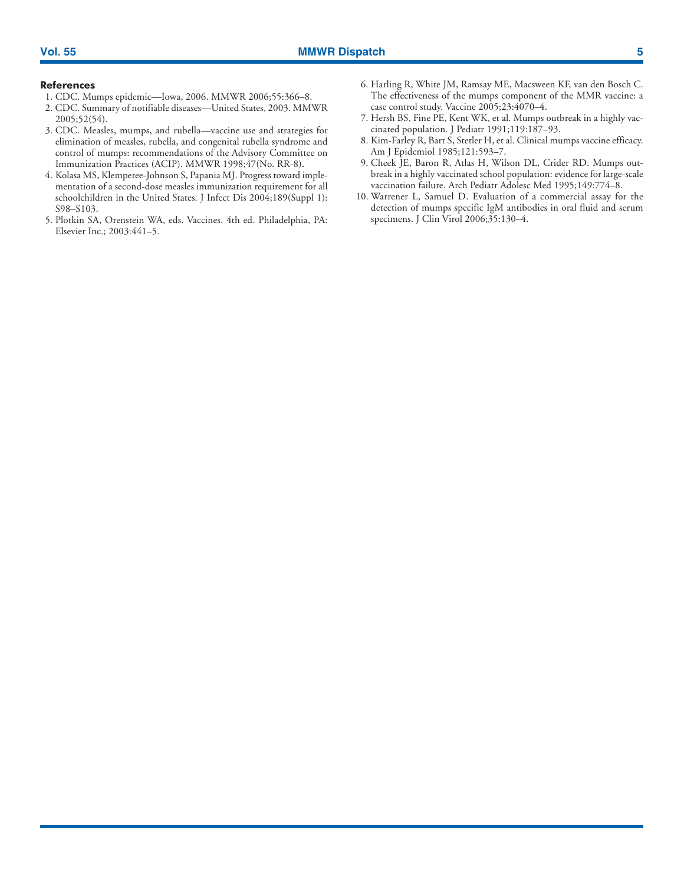## References

1. CDC. Mumps epidemic—Iowa, 2006. MMWR 2006;55:366–8.
2. CDC. Summary of notifiable diseases—United States, 2003. MMWR 2005;52(54).
3. CDC. Measles, mumps, and rubella—vaccine use and strategies for elimination of measles, rubella, and congenital rubella syndrome and control of mumps: recommendations of the Advisory Committee on Immunization Practices (ACIP). MMWR 1998;47(No. RR-8).
4. Kolasa MS, Klemperee-Johnson S, Papania MJ. Progress toward implementation of a second-dose measles immunization requirement for all schoolchildren in the United States. J Infect Dis 2004;189(Suppl 1): S98–S103.
5. Plotkin SA, Orenstein WA, eds. Vaccines. 4th ed. Philadelphia, PA: Elsevier Inc.; 2003:441–5.
6. Harling R, White JM, Ramsay ME, Macsween KF, van den Bosch C. The effectiveness of the mumps component of the MMR vaccine: a case control study. Vaccine 2005;23:4070–4.
7. Hersh BS, Fine PE, Kent WK, et al. Mumps outbreak in a highly vaccinated population. J Pediatr 1991;119:187–93.
8. Kim-Farley R, Bart S, Stetler H, et al. Clinical mumps vaccine efficacy. Am J Epidemiol 1985;121:593–7.
9. Cheek JE, Baron R, Atlas H, Wilson DL, Crider RD. Mumps outbreak in a highly vaccinated school population: evidence for large-scale vaccination failure. Arch Pediatr Adolesc Med 1995;149:774–8.
10. Warrener L, Samuel D. Evaluation of a commercial assay for the detection of mumps specific IgM antibodies in oral fluid and serum specimens. J Clin Virol 2006;35:130–4.